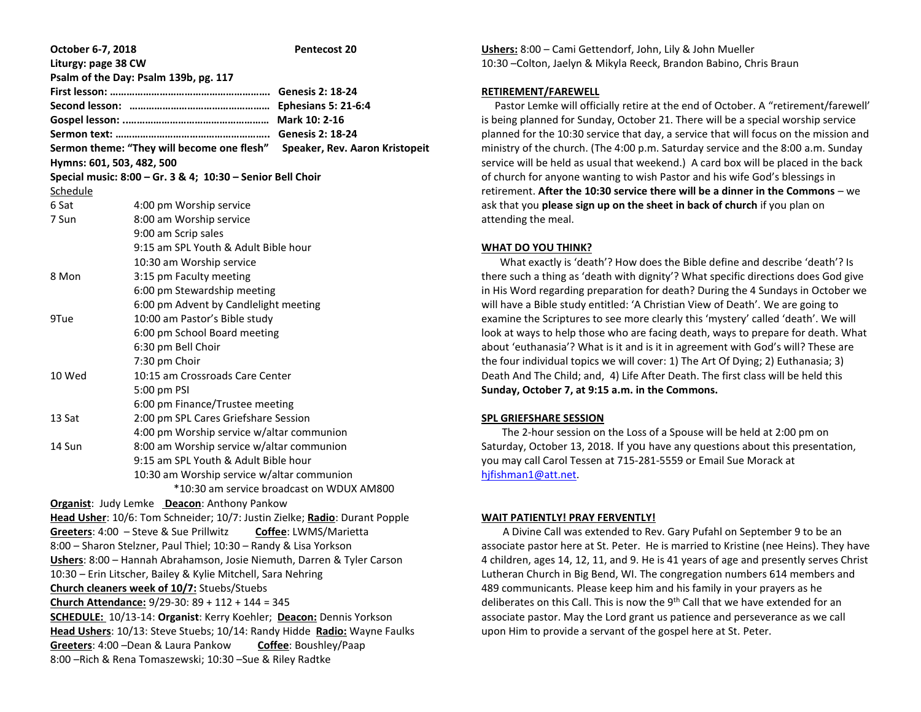**October 6-7, 2018** **Pentecost 20**

**Liturgy: page 38 CW**

**Psalm of the Day: Psalm 139b, pg. 117**

**First lesson: …………………………………………………. Genesis 2: 18-24**

**Second lesson: …………………………………………… Ephesians 5: 21-6:4**

**Gospel lesson: ……………………………………………. Mark 10: 2-16**

**Sermon text: ………………………………………………. Genesis 2: 18-24**

**Sermon theme: "They will become one flesh"** **Speaker, Rev. Aaron Kristopeit**

**Hymns: 601, 503, 482, 500**

**Special music: 8:00 – Gr. 3 & 4; 10:30 – Senior Bell Choir**

Schedule

| | |
|---|---|
| 6 Sat | 4:00 pm Worship service |
| 7 Sun | 8:00 am Worship service |
| | 9:00 am Scrip sales |
| | 9:15 am SPL Youth & Adult Bible hour |
| | 10:30 am Worship service |
| 8 Mon | 3:15 pm Faculty meeting |
| | 6:00 pm Stewardship meeting |
| | 6:00 pm Advent by Candlelight meeting |
| 9Tue | 10:00 am Pastor's Bible study |
| | 6:00 pm School Board meeting |
| | 6:30 pm Bell Choir |
| | 7:30 pm Choir |
| 10 Wed | 10:15 am Crossroads Care Center |
| | 5:00 pm PSI |
| | 6:00 pm Finance/Trustee meeting |
| 13 Sat | 2:00 pm SPL Cares Griefshare Session |
| | 4:00 pm Worship service w/altar communion |
| 14 Sun | 8:00 am Worship service w/altar communion |
| | 9:15 am SPL Youth & Adult Bible hour |
| | 10:30 am Worship service w/altar communion |
| | *10:30 am service broadcast on WDUX AM800 |

**Organist**: Judy Lemke **Deacon**: Anthony Pankow

**Head Usher**: 10/6: Tom Schneider; 10/7: Justin Zielke; **Radio**: Durant Popple

**Greeters**: 4:00 – Steve & Sue Prillwitz **Coffee**: LWMS/Marietta

8:00 – Sharon Stelzner, Paul Thiel; 10:30 – Randy & Lisa Yorkson

**Ushers**: 8:00 – Hannah Abrahamson, Josie Niemuth, Darren & Tyler Carson

10:30 – Erin Litscher, Bailey & Kylie Mitchell, Sara Nehring

**Church cleaners week of 10/7:** Stuebs/Stuebs

**Church Attendance:** 9/29-30: 89 + 112 + 144 = 345

**SCHEDULE:** 10/13-14: **Organist**: Kerry Koehler; **Deacon:** Dennis Yorkson

**Head Ushers**: 10/13: Steve Stuebs; 10/14: Randy Hidde **Radio:** Wayne Faulks

**Greeters**: 4:00 –Dean & Laura Pankow **Coffee**: Boushley/Paap

8:00 –Rich & Rena Tomaszewski; 10:30 –Sue & Riley Radtke

**Ushers:** 8:00 – Cami Gettendorf, John, Lily & John Mueller

10:30 –Colton, Jaelyn & Mikyla Reeck, Brandon Babino, Chris Braun

## RETIREMENT/FAREWELL

Pastor Lemke will officially retire at the end of October. A "retirement/farewell' is being planned for Sunday, October 21. There will be a special worship service planned for the 10:30 service that day, a service that will focus on the mission and ministry of the church. (The 4:00 p.m. Saturday service and the 8:00 a.m. Sunday service will be held as usual that weekend.) A card box will be placed in the back of church for anyone wanting to wish Pastor and his wife God's blessings in retirement. **After the 10:30 service there will be a dinner in the Commons** – we ask that you **please sign up on the sheet in back of church** if you plan on attending the meal.

## WHAT DO YOU THINK?

What exactly is 'death'? How does the Bible define and describe 'death'? Is there such a thing as 'death with dignity'? What specific directions does God give in His Word regarding preparation for death? During the 4 Sundays in October we will have a Bible study entitled: 'A Christian View of Death'. We are going to examine the Scriptures to see more clearly this 'mystery' called 'death'. We will look at ways to help those who are facing death, ways to prepare for death. What about 'euthanasia'? What is it and is it in agreement with God's will? These are the four individual topics we will cover: 1) The Art Of Dying; 2) Euthanasia; 3) Death And The Child; and, 4) Life After Death. The first class will be held this **Sunday, October 7, at 9:15 a.m. in the Commons.**

## SPL GRIEFSHARE SESSION

The 2-hour session on the Loss of a Spouse will be held at 2:00 pm on Saturday, October 13, 2018. If you have any questions about this presentation, you may call Carol Tessen at 715-281-5559 or Email Sue Morack at hjfishman1@att.net.

## WAIT PATIENTLY! PRAY FERVENTLY!

A Divine Call was extended to Rev. Gary Pufahl on September 9 to be an associate pastor here at St. Peter. He is married to Kristine (nee Heins). They have 4 children, ages 14, 12, 11, and 9. He is 41 years of age and presently serves Christ Lutheran Church in Big Bend, WI. The congregation numbers 614 members and 489 communicants. Please keep him and his family in your prayers as he deliberates on this Call. This is now the 9th Call that we have extended for an associate pastor. May the Lord grant us patience and perseverance as we call upon Him to provide a servant of the gospel here at St. Peter.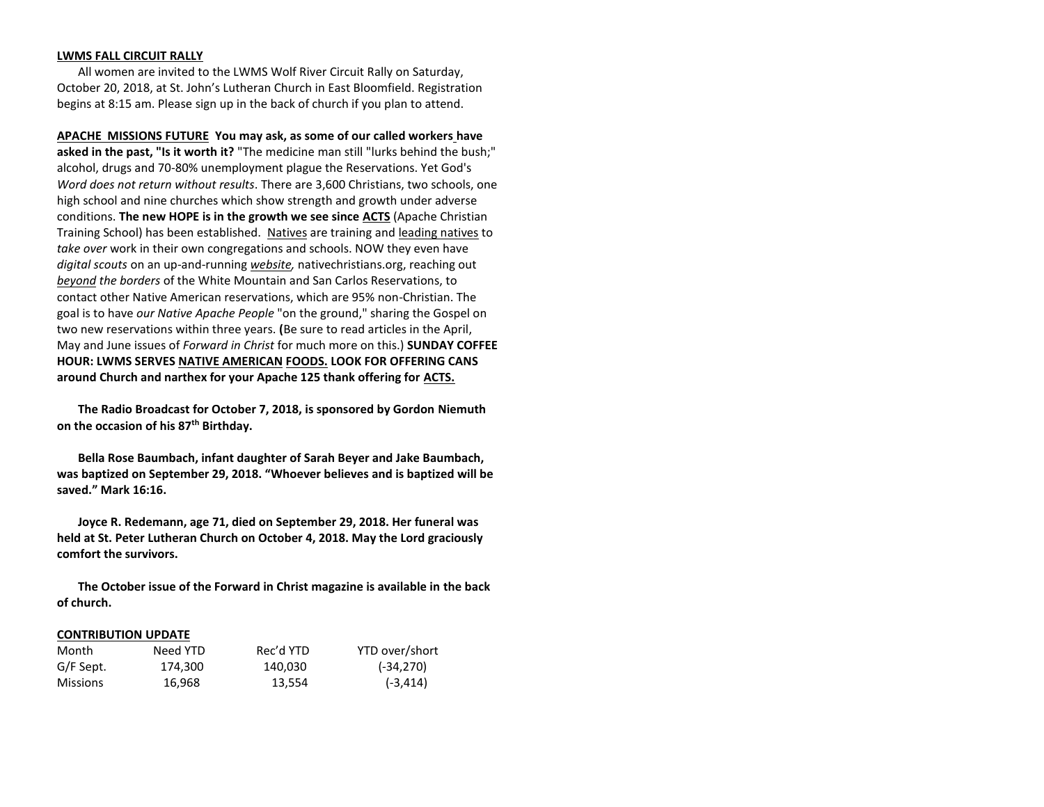**LWMS FALL CIRCUIT RALLY**

All women are invited to the LWMS Wolf River Circuit Rally on Saturday, October 20, 2018, at St. John's Lutheran Church in East Bloomfield. Registration begins at 8:15 am. Please sign up in the back of church if you plan to attend.

**APACHE MISSIONS FUTURE** **You may ask, as some of our called workers have asked in the past, "Is it worth it?"** "The medicine man still "lurks behind the bush;" alcohol, drugs and 70-80% unemployment plague the Reservations. Yet God's *Word does not return without results*. There are 3,600 Christians, two schools, one high school and nine churches which show strength and growth under adverse conditions. **The new HOPE is in the growth we see since ACTS** (Apache Christian Training School) has been established. Natives are training and leading natives to *take over* work in their own congregations and schools. NOW they even have *digital scouts* on an up-and-running *website,* nativechristians.org, reaching out *beyond the borders* of the White Mountain and San Carlos Reservations, to contact other Native American reservations, which are 95% non-Christian. The goal is to have *our Native Apache People* "on the ground," sharing the Gospel on two new reservations within three years. **(**Be sure to read articles in the April, May and June issues of *Forward in Christ* for much more on this.) **SUNDAY COFFEE HOUR: LWMS SERVES NATIVE AMERICAN FOODS. LOOK FOR OFFERING CANS around Church and narthex for your Apache 125 thank offering for ACTS.**

**The Radio Broadcast for October 7, 2018, is sponsored by Gordon Niemuth on the occasion of his 87th Birthday.**

**Bella Rose Baumbach, infant daughter of Sarah Beyer and Jake Baumbach, was baptized on September 29, 2018. "Whoever believes and is baptized will be saved." Mark 16:16.**

**Joyce R. Redemann, age 71, died on September 29, 2018. Her funeral was held at St. Peter Lutheran Church on October 4, 2018. May the Lord graciously comfort the survivors.**

**The October issue of the Forward in Christ magazine is available in the back of church.**

**CONTRIBUTION UPDATE**

| Month | Need YTD | Rec'd YTD | YTD over/short |
|---|---|---|---|
| G/F Sept. | 174,300 | 140,030 | (-34,270) |
| Missions | 16,968 | 13,554 | (-3,414) |